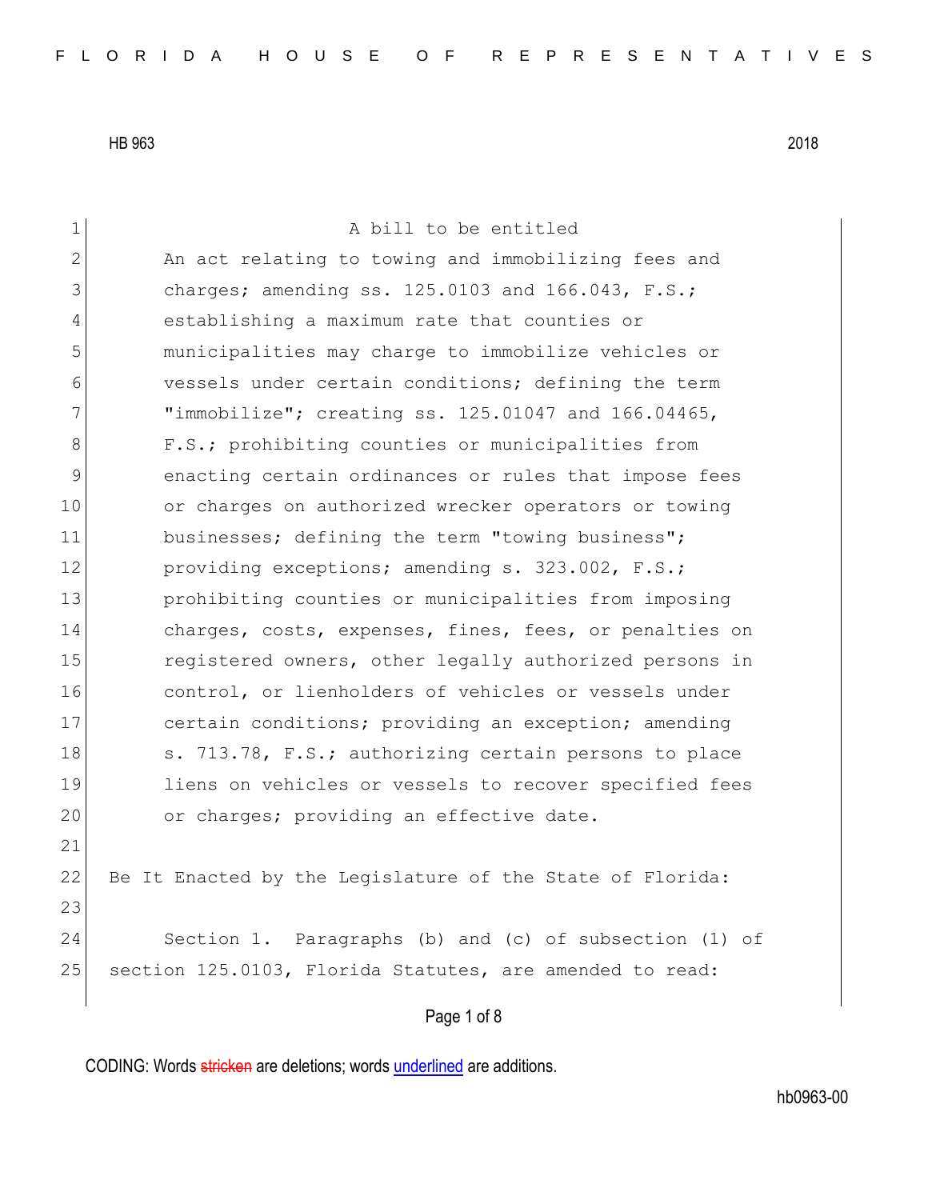HB 963 2018

A bill to be entitled

An act relating to towing and immobilizing fees and charges; amending ss. 125.0103 and 166.043, F.S.; establishing a maximum rate that counties or municipalities may charge to immobilize vehicles or vessels under certain conditions; defining the term "immobilize"; creating ss. 125.01047 and 166.04465, F.S.; prohibiting counties or municipalities from enacting certain ordinances or rules that impose fees or charges on authorized wrecker operators or towing businesses; defining the term "towing business"; providing exceptions; amending s. 323.002, F.S.; prohibiting counties or municipalities from imposing charges, costs, expenses, fines, fees, or penalties on registered owners, other legally authorized persons in control, or lienholders of vehicles or vessels under certain conditions; providing an exception; amending s. 713.78, F.S.; authorizing certain persons to place liens on vehicles or vessels to recover specified fees or charges; providing an effective date.

Be It Enacted by the Legislature of the State of Florida:

Section 1. Paragraphs (b) and (c) of subsection (1) of section 125.0103, Florida Statutes, are amended to read:

CODING: Words stricken are deletions; words underlined are additions.

hb0963-00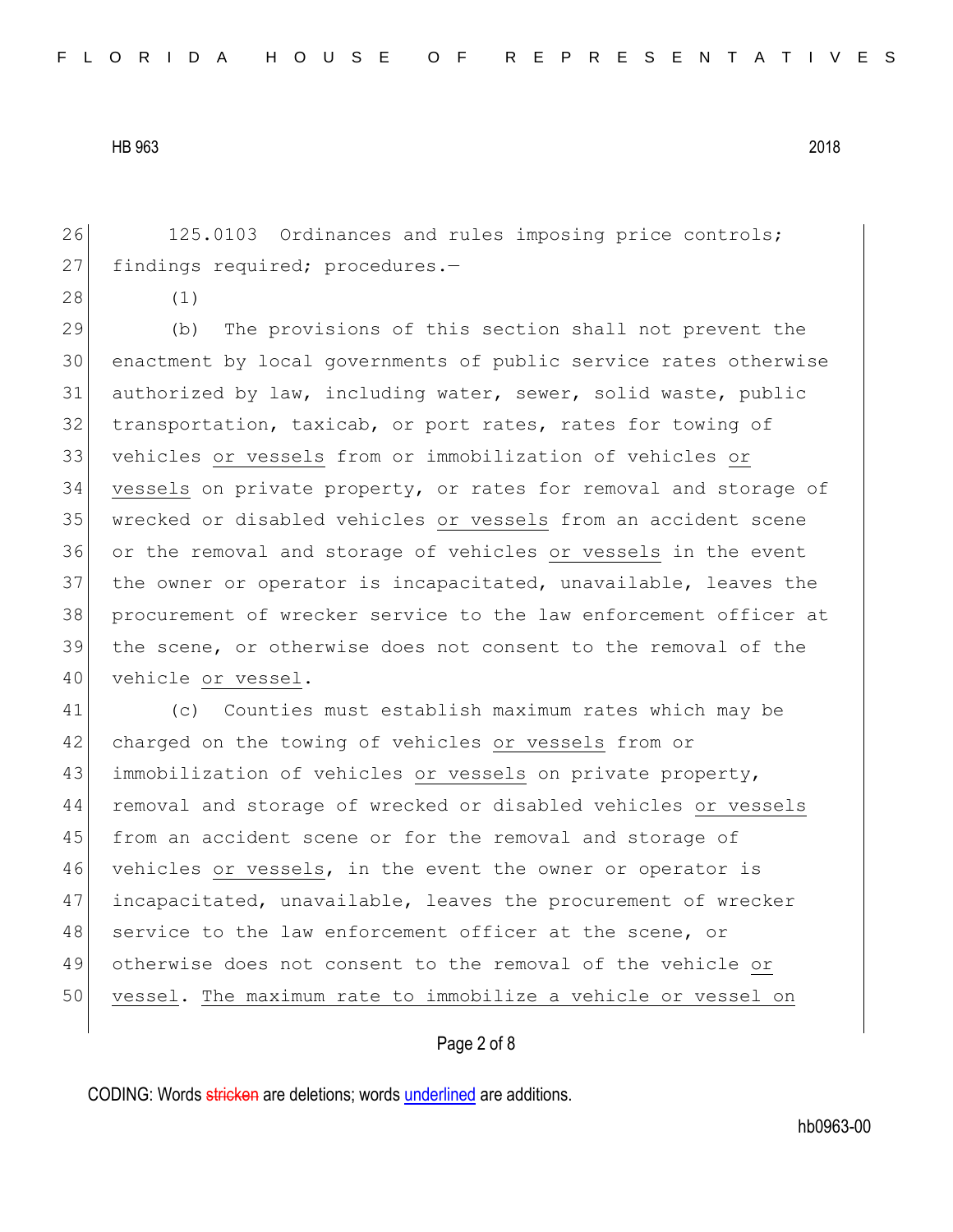125.0103 Ordinances and rules imposing price controls; findings required; procedures.—

(1)

(b) The provisions of this section shall not prevent the enactment by local governments of public service rates otherwise authorized by law, including water, sewer, solid waste, public transportation, taxicab, or port rates, rates for towing of vehicles <u>or vessels</u> from or immobilization of vehicles <u>or vessels</u> on private property, or rates for removal and storage of wrecked or disabled vehicles <u>or vessels</u> from an accident scene or the removal and storage of vehicles <u>or vessels</u> in the event the owner or operator is incapacitated, unavailable, leaves the procurement of wrecker service to the law enforcement officer at the scene, or otherwise does not consent to the removal of the vehicle <u>or vessel</u>.

(c) Counties must establish maximum rates which may be charged on the towing of vehicles <u>or vessels</u> from or immobilization of vehicles <u>or vessels</u> on private property, removal and storage of wrecked or disabled vehicles <u>or vessels</u> from an accident scene or for the removal and storage of vehicles <u>or vessels</u>, in the event the owner or operator is incapacitated, unavailable, leaves the procurement of wrecker service to the law enforcement officer at the scene, or otherwise does not consent to the removal of the vehicle <u>or vessel</u>. <u>The maximum rate to immobilize a vehicle or vessel on</u>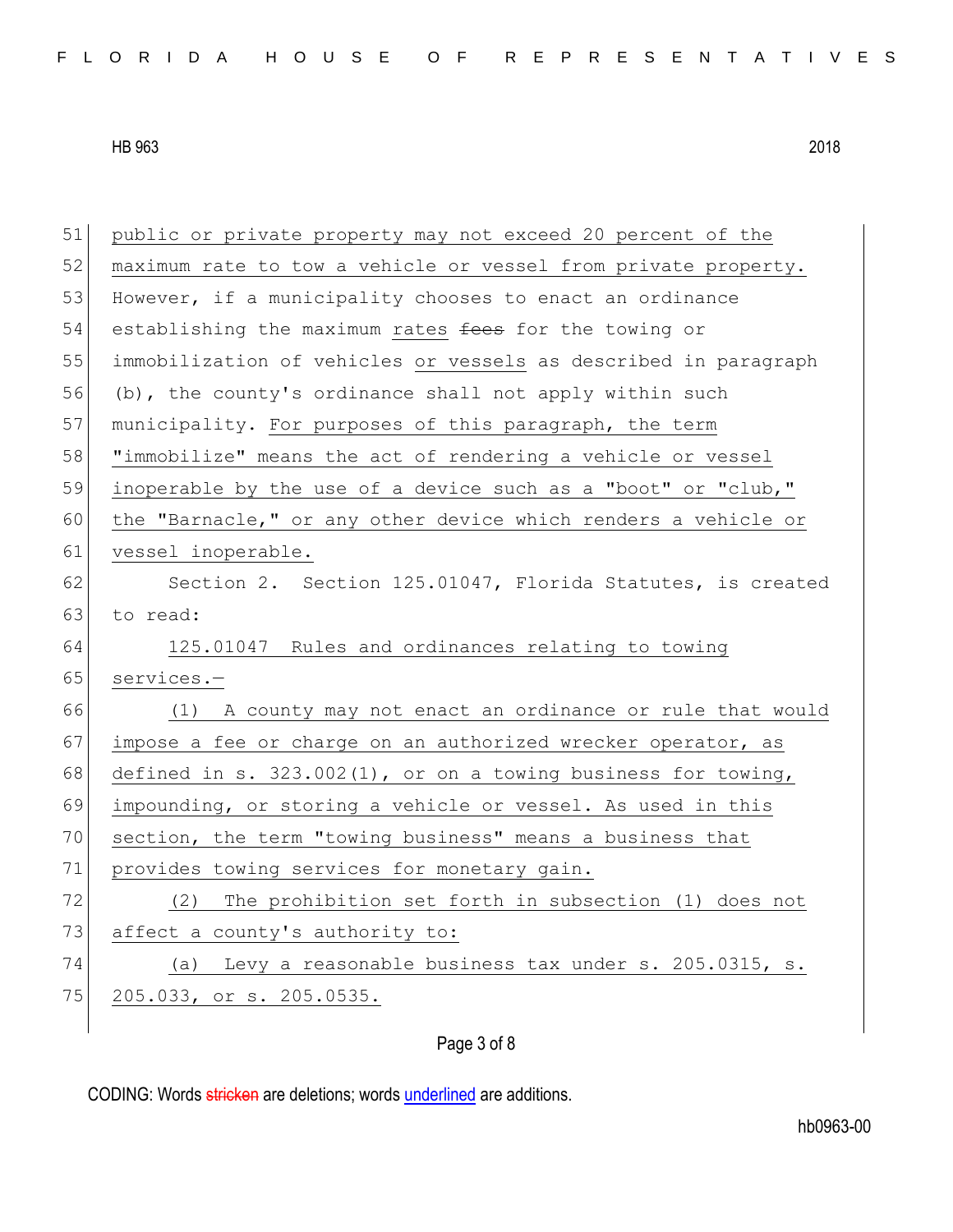51 public or private property may not exceed 20 percent of the
52 maximum rate to tow a vehicle or vessel from private property.
53 However, if a municipality chooses to enact an ordinance
54 establishing the maximum rates ~~fees~~ for the towing or
55 immobilization of vehicles or vessels as described in paragraph
56 (b), the county's ordinance shall not apply within such
57 municipality. For purposes of this paragraph, the term
58 "immobilize" means the act of rendering a vehicle or vessel
59 inoperable by the use of a device such as a "boot" or "club,"
60 the "Barnacle," or any other device which renders a vehicle or
61 vessel inoperable.
62 Section 2. Section 125.01047, Florida Statutes, is created
63 to read:
64 125.01047 Rules and ordinances relating to towing
65 services.—
66 (1) A county may not enact an ordinance or rule that would
67 impose a fee or charge on an authorized wrecker operator, as
68 defined in s. 323.002(1), or on a towing business for towing,
69 impounding, or storing a vehicle or vessel. As used in this
70 section, the term "towing business" means a business that
71 provides towing services for monetary gain.
72 (2) The prohibition set forth in subsection (1) does not
73 affect a county's authority to:
74 (a) Levy a reasonable business tax under s. 205.0315, s.
75 205.033, or s. 205.0535.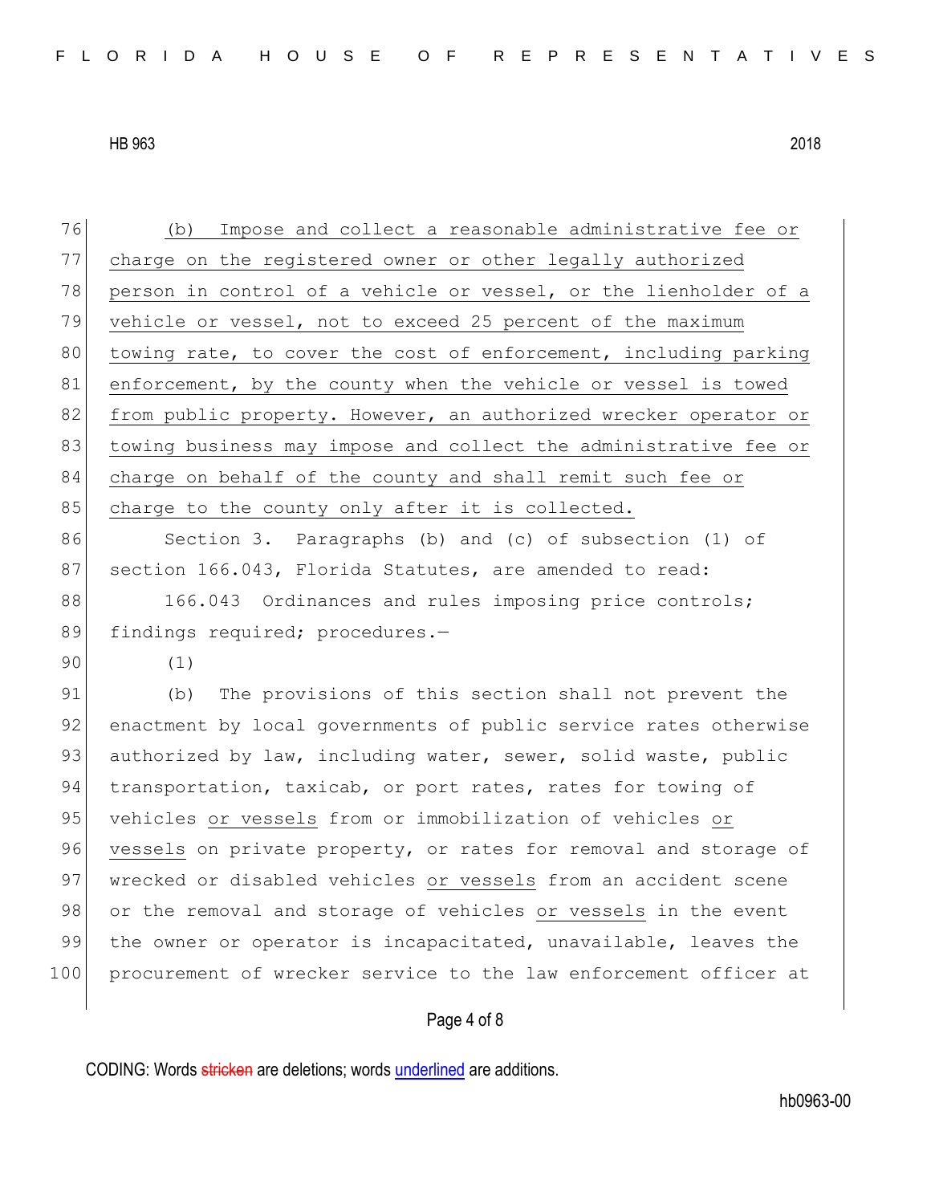(b) Impose and collect a reasonable administrative fee or charge on the registered owner or other legally authorized person in control of a vehicle or vessel, or the lienholder of a vehicle or vessel, not to exceed 25 percent of the maximum towing rate, to cover the cost of enforcement, including parking enforcement, by the county when the vehicle or vessel is towed from public property. However, an authorized wrecker operator or towing business may impose and collect the administrative fee or charge on behalf of the county and shall remit such fee or charge to the county only after it is collected.

Section 3. Paragraphs (b) and (c) of subsection (1) of section 166.043, Florida Statutes, are amended to read:

166.043 Ordinances and rules imposing price controls; findings required; procedures.—

(1)

(b) The provisions of this section shall not prevent the enactment by local governments of public service rates otherwise authorized by law, including water, sewer, solid waste, public transportation, taxicab, or port rates, rates for towing of vehicles or vessels from or immobilization of vehicles or vessels on private property, or rates for removal and storage of wrecked or disabled vehicles or vessels from an accident scene or the removal and storage of vehicles or vessels in the event the owner or operator is incapacitated, unavailable, leaves the procurement of wrecker service to the law enforcement officer at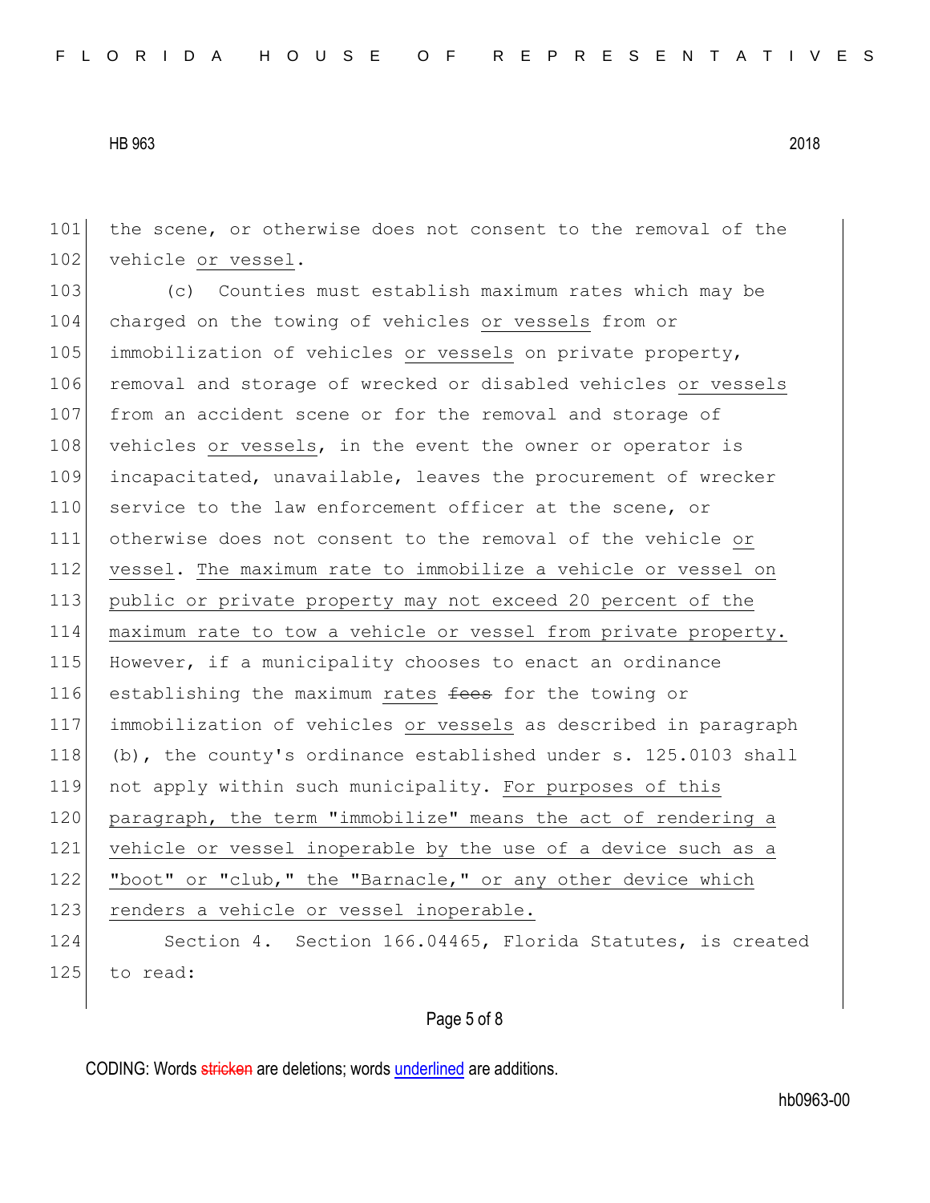the scene, or otherwise does not consent to the removal of the vehicle <u>or vessel</u>.

(c) Counties must establish maximum rates which may be charged on the towing of vehicles <u>or vessels</u> from or immobilization of vehicles <u>or vessels</u> on private property, removal and storage of wrecked or disabled vehicles <u>or vessels</u> from an accident scene or for the removal and storage of vehicles <u>or vessels</u>, in the event the owner or operator is incapacitated, unavailable, leaves the procurement of wrecker service to the law enforcement officer at the scene, or otherwise does not consent to the removal of the vehicle <u>or vessel</u>. <u>The maximum rate to immobilize a vehicle or vessel on public or private property may not exceed 20 percent of the maximum rate to tow a vehicle or vessel from private property.</u> However, if a municipality chooses to enact an ordinance establishing the maximum <u>rates</u> ~~fees~~ for the towing or immobilization of vehicles <u>or vessels</u> as described in paragraph (b), the county's ordinance established under s. 125.0103 shall not apply within such municipality. <u>For purposes of this paragraph, the term "immobilize" means the act of rendering a vehicle or vessel inoperable by the use of a device such as a "boot" or "club," the "Barnacle," or any other device which renders a vehicle or vessel inoperable.</u>

Section 4. Section 166.04465, Florida Statutes, is created to read: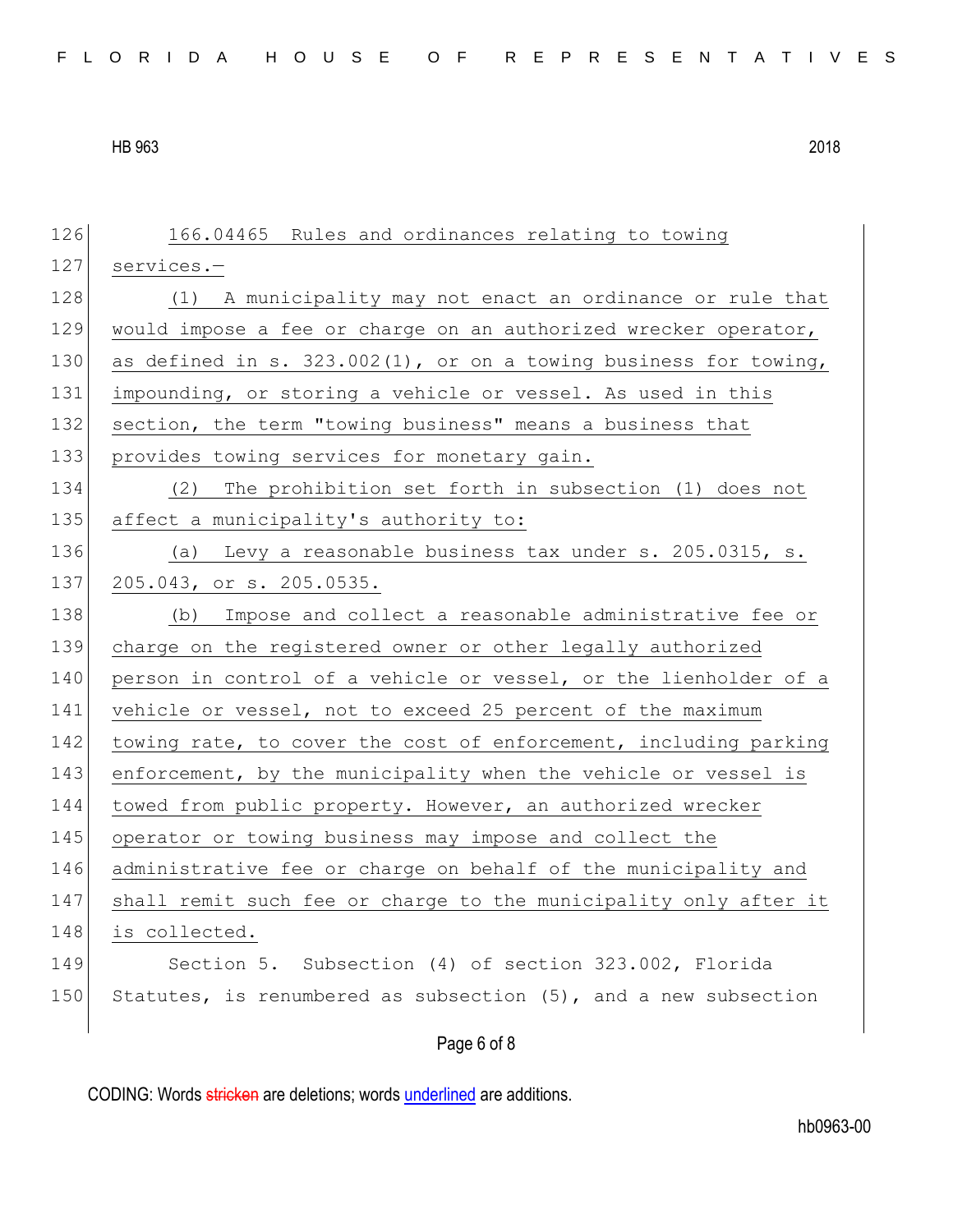166.04465 Rules and ordinances relating to towing services.—

(1) A municipality may not enact an ordinance or rule that would impose a fee or charge on an authorized wrecker operator, as defined in s. 323.002(1), or on a towing business for towing, impounding, or storing a vehicle or vessel. As used in this section, the term "towing business" means a business that provides towing services for monetary gain.

(2) The prohibition set forth in subsection (1) does not affect a municipality's authority to:

(a) Levy a reasonable business tax under s. 205.0315, s. 205.043, or s. 205.0535.

(b) Impose and collect a reasonable administrative fee or charge on the registered owner or other legally authorized person in control of a vehicle or vessel, or the lienholder of a vehicle or vessel, not to exceed 25 percent of the maximum towing rate, to cover the cost of enforcement, including parking enforcement, by the municipality when the vehicle or vessel is towed from public property. However, an authorized wrecker operator or towing business may impose and collect the administrative fee or charge on behalf of the municipality and shall remit such fee or charge to the municipality only after it is collected.

Section 5. Subsection (4) of section 323.002, Florida Statutes, is renumbered as subsection (5), and a new subsection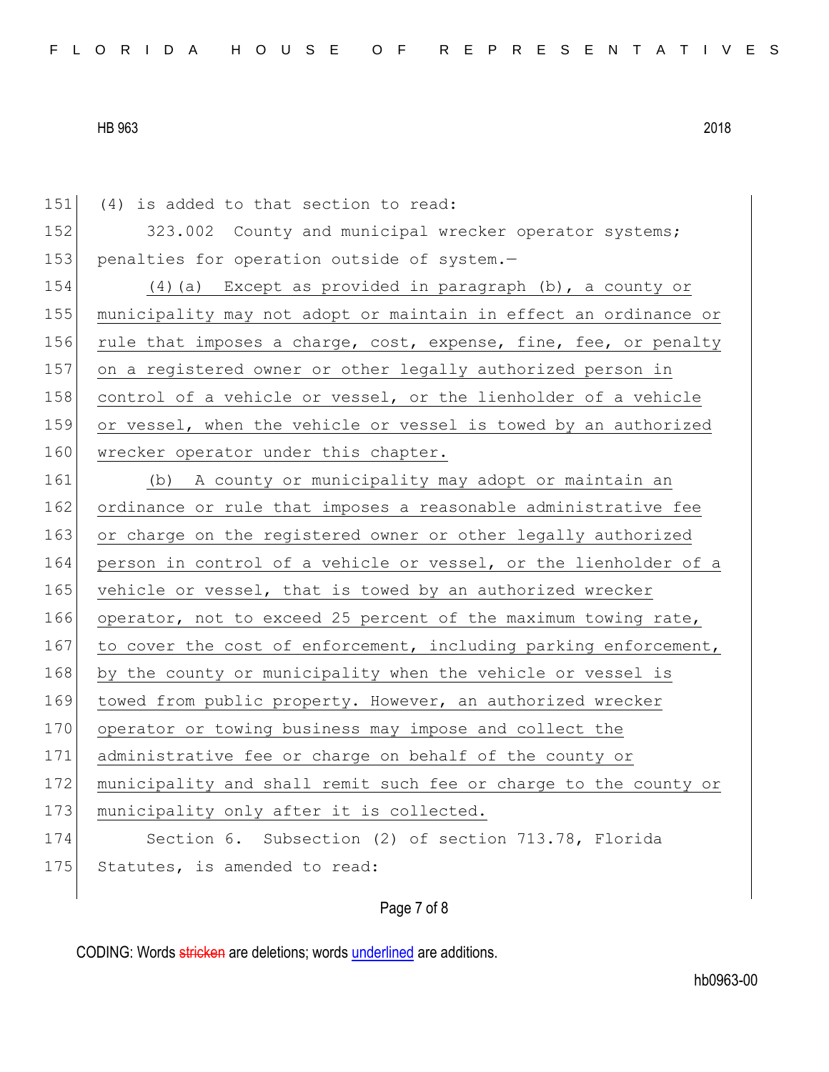(4) is added to that section to read:

323.002 County and municipal wrecker operator systems; penalties for operation outside of system.—

(4)(a) Except as provided in paragraph (b), a county or municipality may not adopt or maintain in effect an ordinance or rule that imposes a charge, cost, expense, fine, fee, or penalty on a registered owner or other legally authorized person in control of a vehicle or vessel, or the lienholder of a vehicle or vessel, when the vehicle or vessel is towed by an authorized wrecker operator under this chapter.

(b) A county or municipality may adopt or maintain an ordinance or rule that imposes a reasonable administrative fee or charge on the registered owner or other legally authorized person in control of a vehicle or vessel, or the lienholder of a vehicle or vessel, that is towed by an authorized wrecker operator, not to exceed 25 percent of the maximum towing rate, to cover the cost of enforcement, including parking enforcement, by the county or municipality when the vehicle or vessel is towed from public property. However, an authorized wrecker operator or towing business may impose and collect the administrative fee or charge on behalf of the county or municipality and shall remit such fee or charge to the county or municipality only after it is collected.

Section 6. Subsection (2) of section 713.78, Florida Statutes, is amended to read: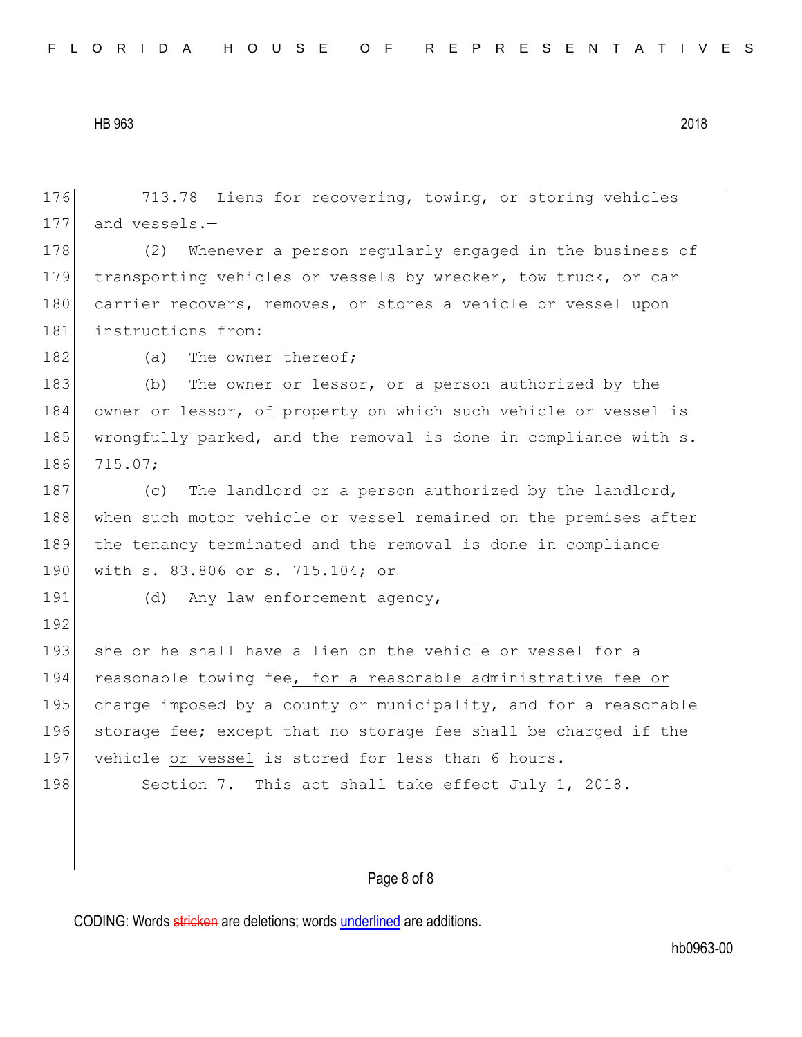176 713.78 Liens for recovering, towing, or storing vehicles
177 and vessels.—

178 (2) Whenever a person regularly engaged in the business of
179 transporting vehicles or vessels by wrecker, tow truck, or car
180 carrier recovers, removes, or stores a vehicle or vessel upon
181 instructions from:

182 (a) The owner thereof;

183 (b) The owner or lessor, or a person authorized by the
184 owner or lessor, of property on which such vehicle or vessel is
185 wrongfully parked, and the removal is done in compliance with s.
186 715.07;

187 (c) The landlord or a person authorized by the landlord,
188 when such motor vehicle or vessel remained on the premises after
189 the tenancy terminated and the removal is done in compliance
190 with s. 83.806 or s. 715.104; or

191 (d) Any law enforcement agency,

192

193 she or he shall have a lien on the vehicle or vessel for a
194 reasonable towing fee, for a reasonable administrative fee or
195 charge imposed by a county or municipality, and for a reasonable
196 storage fee; except that no storage fee shall be charged if the
197 vehicle or vessel is stored for less than 6 hours.

198 Section 7. This act shall take effect July 1, 2018.

CODING: Words stricken are deletions; words underlined are additions.